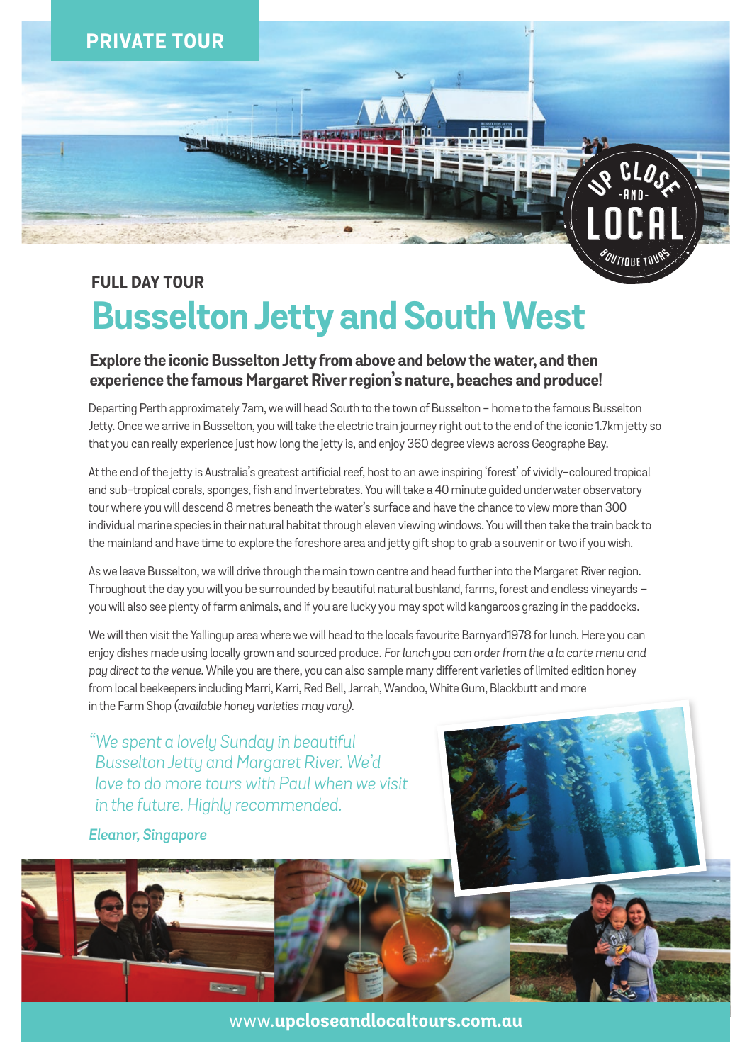PRIVATE TOUR

UP CLOSE -AND- LOCAL BOUTIQUE TOURS

### FULL DAY TOUR

# Busselton Jetty and South West

**Explore the iconic Busselton Jetty from above and below the water, and then experience the famous Margaret River region's nature, beaches and produce!**

Departing Perth approximately 7am, we will head South to the town of Busselton – home to the famous Busselton Jetty. Once we arrive in Busselton, you will take the electric train journey right out to the end of the iconic 1.7km jetty so that you can really experience just how long the jetty is, and enjoy 360 degree views across Geographe Bay.

At the end of the jetty is Australia's greatest artificial reef, host to an awe inspiring 'forest' of vividly-coloured tropical and sub-tropical corals, sponges, fish and invertebrates. You will take a 40 minute guided underwater observatory tour where you will descend 8 metres beneath the water's surface and have the chance to view more than 300 individual marine species in their natural habitat through eleven viewing windows. You will then take the train back to the mainland and have time to explore the foreshore area and jetty gift shop to grab a souvenir or two if you wish.

As we leave Busselton, we will drive through the main town centre and head further into the Margaret River region. Throughout the day you will you be surrounded by beautiful natural bushland, farms, forest and endless vineyards – you will also see plenty of farm animals, and if you are lucky you may spot wild kangaroos grazing in the paddocks.

We will then visit the Yallingup area where we will head to the locals favourite Barnyard1978 for lunch. Here you can enjoy dishes made using locally grown and sourced produce. *For lunch you can order from the a la carte menu and pay direct to the venue.* While you are there, you can also sample many different varieties of limited edition honey from local beekeepers including Marri, Karri, Red Bell, Jarrah, Wandoo, White Gum, Blackbutt and more in the Farm Shop *(available honey varieties may vary).*

*"We spent a lovely Sunday in beautiful Busselton Jetty and Margaret River. We'd love to do more tours with Paul when we visit in the future. Highly recommended.*

*Eleanor, Singapore*

www.**upcloseandlocaltours.com.au**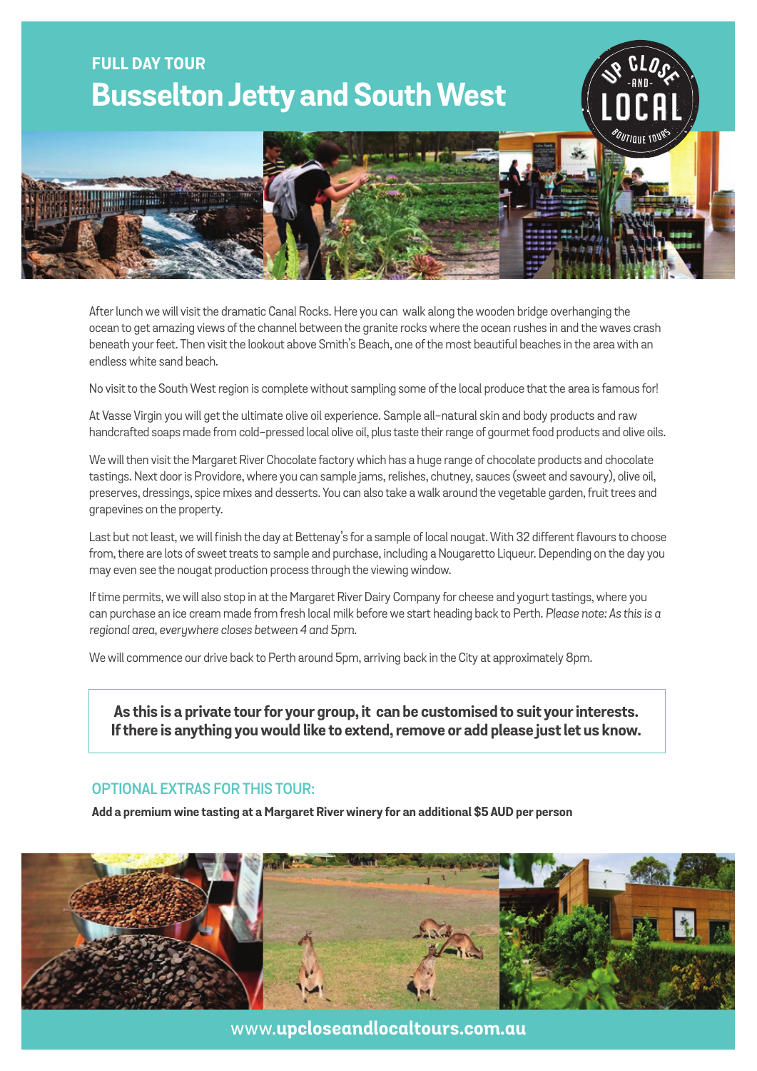FULL DAY TOUR

# Busselton Jetty and South West

After lunch we will visit the dramatic Canal Rocks. Here you can walk along the wooden bridge overhanging the ocean to get amazing views of the channel between the granite rocks where the ocean rushes in and the waves crash beneath your feet. Then visit the lookout above Smith's Beach, one of the most beautiful beaches in the area with an endless white sand beach.

No visit to the South West region is complete without sampling some of the local produce that the area is famous for!

At Vasse Virgin you will get the ultimate olive oil experience. Sample all-natural skin and body products and raw handcrafted soaps made from cold-pressed local olive oil, plus taste their range of gourmet food products and olive oils.

We will then visit the Margaret River Chocolate factory which has a huge range of chocolate products and chocolate tastings. Next door is Providore, where you can sample jams, relishes, chutney, sauces (sweet and savoury), olive oil, preserves, dressings, spice mixes and desserts. You can also take a walk around the vegetable garden, fruit trees and grapevines on the property.

Last but not least, we will finish the day at Bettenay's for a sample of local nougat. With 32 different flavours to choose from, there are lots of sweet treats to sample and purchase, including a Nougaretto Liqueur. Depending on the day you may even see the nougat production process through the viewing window.

If time permits, we will also stop in at the Margaret River Dairy Company for cheese and yogurt tastings, where you can purchase an ice cream made from fresh local milk before we start heading back to Perth. *Please note: As this is a regional area, everywhere closes between 4 and 5pm.*

We will commence our drive back to Perth around 5pm, arriving back in the City at approximately 8pm.

**As this is a private tour for your group, it can be customised to suit your interests. If there is anything you would like to extend, remove or add please just let us know.**

## OPTIONAL EXTRAS FOR THIS TOUR:

**Add a premium wine tasting at a Margaret River winery for an additional $5 AUD per person**

www.**upcloseandlocaltours.com.au**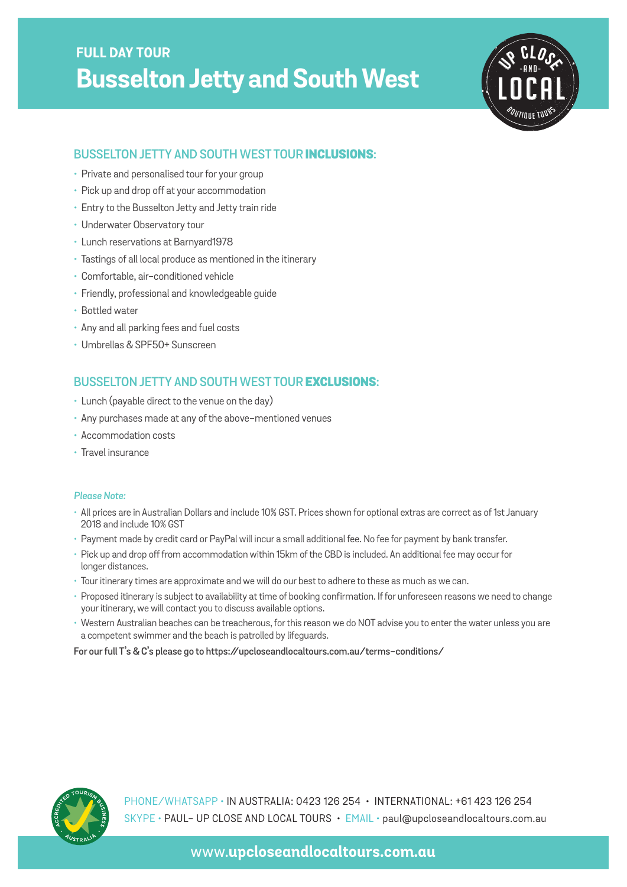FULL DAY TOUR

# Busselton Jetty and South West

## BUSSELTON JETTY AND SOUTH WEST TOUR **INCLUSIONS**:

- Private and personalised tour for your group
- Pick up and drop off at your accommodation
- Entry to the Busselton Jetty and Jetty train ride
- Underwater Observatory tour
- Lunch reservations at Barnyard1978
- Tastings of all local produce as mentioned in the itinerary
- Comfortable, air-conditioned vehicle
- Friendly, professional and knowledgeable guide
- Bottled water
- Any and all parking fees and fuel costs
- Umbrellas & SPF50+ Sunscreen

## BUSSELTON JETTY AND SOUTH WEST TOUR **EXCLUSIONS**:

- Lunch (payable direct to the venue on the day)
- Any purchases made at any of the above-mentioned venues
- Accommodation costs
- Travel insurance

*Please Note:*

- All prices are in Australian Dollars and include 10% GST. Prices shown for optional extras are correct as of 1st January 2018 and include 10% GST
- Payment made by credit card or PayPal will incur a small additional fee. No fee for payment by bank transfer.
- Pick up and drop off from accommodation within 15km of the CBD is included. An additional fee may occur for longer distances.
- Tour itinerary times are approximate and we will do our best to adhere to these as much as we can.
- Proposed itinerary is subject to availability at time of booking confirmation. If for unforeseen reasons we need to change your itinerary, we will contact you to discuss available options.
- Western Australian beaches can be treacherous, for this reason we do NOT advise you to enter the water unless you are a competent swimmer and the beach is patrolled by lifeguards.

**For our full T's & C's please go to https://upcloseandlocaltours.com.au/terms-conditions/**

PHONE/WHATSAPP • IN AUSTRALIA: 0423 126 254 • INTERNATIONAL: +61 423 126 254
SKYPE • PAUL- UP CLOSE AND LOCAL TOURS • EMAIL • paul@upcloseandlocaltours.com.au

www.**upcloseandlocaltours.com.au**